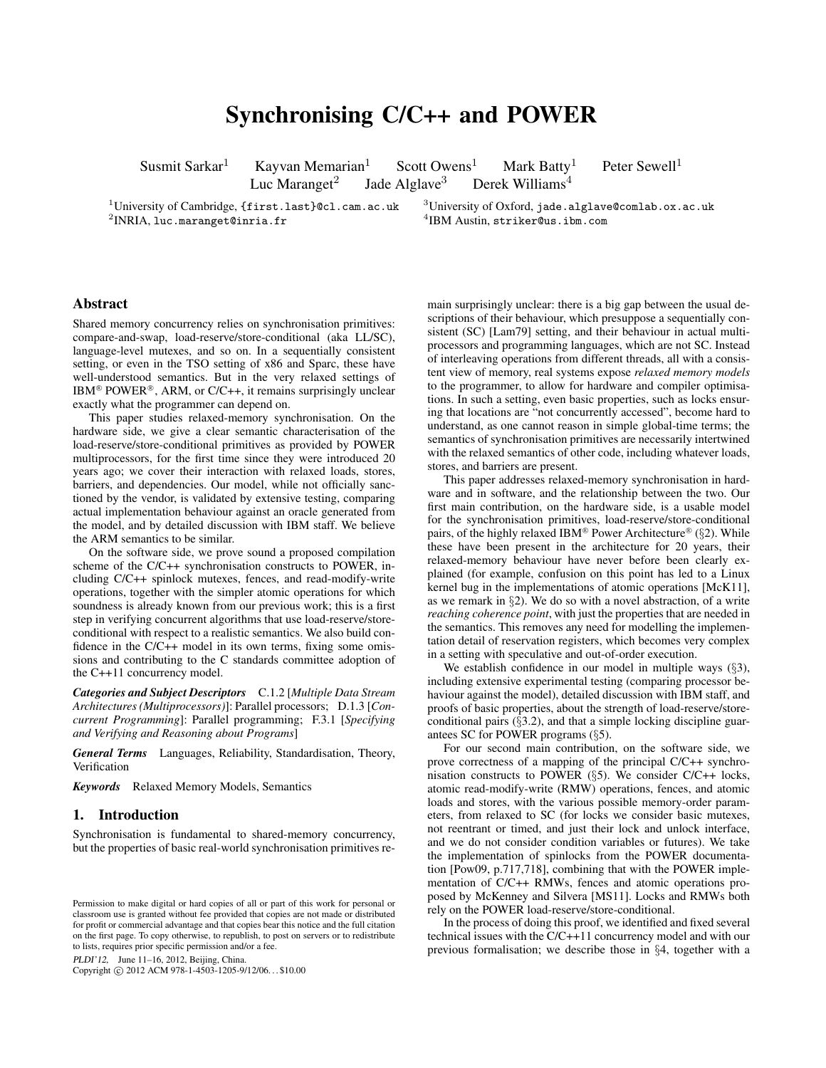# Synchronising C/C++ and POWER

Susmit Sarkar[1] Kayvan Memarian[1] Scott Owens[1] Mark Batty[1] Peter Sewell[1]
Luc Maranget[2] Jade Alglave[3] Derek Williams[4]

[1]University of Cambridge, {first.last}@cl.cam.ac.uk
[2]INRIA, luc.maranget@inria.fr
[3]University of Oxford, jade.alglave@comlab.ox.ac.uk
[4]IBM Austin, striker@us.ibm.com

## Abstract

Shared memory concurrency relies on synchronisation primitives: compare-and-swap, load-reserve/store-conditional (aka LL/SC), language-level mutexes, and so on. In a sequentially consistent setting, or even in the TSO setting of x86 and Sparc, these have well-understood semantics. But in the very relaxed settings of IBM® POWER®, ARM, or C/C++, it remains surprisingly unclear exactly what the programmer can depend on.

This paper studies relaxed-memory synchronisation. On the hardware side, we give a clear semantic characterisation of the load-reserve/store-conditional primitives as provided by POWER multiprocessors, for the first time since they were introduced 20 years ago; we cover their interaction with relaxed loads, stores, barriers, and dependencies. Our model, while not officially sanctioned by the vendor, is validated by extensive testing, comparing actual implementation behaviour against an oracle generated from the model, and by detailed discussion with IBM staff. We believe the ARM semantics to be similar.

On the software side, we prove sound a proposed compilation scheme of the C/C++ synchronisation constructs to POWER, including C/C++ spinlock mutexes, fences, and read-modify-write operations, together with the simpler atomic operations for which soundness is already known from our previous work; this is a first step in verifying concurrent algorithms that use load-reserve/store-conditional with respect to a realistic semantics. We also build confidence in the C/C++ model in its own terms, fixing some omissions and contributing to the C standards committee adoption of the C++11 concurrency model.

***Categories and Subject Descriptors*** C.1.2 [*Multiple Data Stream Architectures (Multiprocessors)*]: Parallel processors; D.1.3 [*Concurrent Programming*]: Parallel programming; F.3.1 [*Specifying and Verifying and Reasoning about Programs*]

***General Terms*** Languages, Reliability, Standardisation, Theory, Verification

***Keywords*** Relaxed Memory Models, Semantics

## 1. Introduction

Synchronisation is fundamental to shared-memory concurrency, but the properties of basic real-world synchronisation primitives remain surprisingly unclear: there is a big gap between the usual descriptions of their behaviour, which presuppose a sequentially consistent (SC) [Lam79] setting, and their behaviour in actual multiprocessors and programming languages, which are not SC. Instead of interleaving operations from different threads, all with a consistent view of memory, real systems expose *relaxed memory models* to the programmer, to allow for hardware and compiler optimisations. In such a setting, even basic properties, such as locks ensuring that locations are "not concurrently accessed", become hard to understand, as one cannot reason in simple global-time terms; the semantics of synchronisation primitives are necessarily intertwined with the relaxed semantics of other code, including whatever loads, stores, and barriers are present.

This paper addresses relaxed-memory synchronisation in hardware and in software, and the relationship between the two. Our first main contribution, on the hardware side, is a usable model for the synchronisation primitives, load-reserve/store-conditional pairs, of the highly relaxed IBM® Power Architecture® (§2). While these have been present in the architecture for 20 years, their relaxed-memory behaviour have never before been clearly explained (for example, confusion on this point has led to a Linux kernel bug in the implementations of atomic operations [McK11], as we remark in §2). We do so with a novel abstraction, of a write *reaching coherence point*, with just the properties that are needed in the semantics. This removes any need for modelling the implementation detail of reservation registers, which becomes very complex in a setting with speculative and out-of-order execution.

We establish confidence in our model in multiple ways (§3), including extensive experimental testing (comparing processor behaviour against the model), detailed discussion with IBM staff, and proofs of basic properties, about the strength of load-reserve/store-conditional pairs (§3.2), and that a simple locking discipline guarantees SC for POWER programs (§5).

For our second main contribution, on the software side, we prove correctness of a mapping of the principal C/C++ synchronisation constructs to POWER (§5). We consider C/C++ locks, atomic read-modify-write (RMW) operations, fences, and atomic loads and stores, with the various possible memory-order parameters, from relaxed to SC (for locks we consider basic mutexes, not reentrant or timed, and just their lock and unlock interface, and we do not consider condition variables or futures). We take the implementation of spinlocks from the POWER documentation [Pow09, p.717,718], combining that with the POWER implementation of C/C++ RMWs, fences and atomic operations proposed by McKenney and Silvera [MS11]. Locks and RMWs both rely on the POWER load-reserve/store-conditional.

In the process of doing this proof, we identified and fixed several technical issues with the C/C++11 concurrency model and with our previous formalisation; we describe those in §4, together with a

Permission to make digital or hard copies of all or part of this work for personal or classroom use is granted without fee provided that copies are not made or distributed for profit or commercial advantage and that copies bear this notice and the full citation on the first page. To copy otherwise, to republish, to post on servers or to redistribute to lists, requires prior specific permission and/or a fee.

*PLDI'12*, June 11–16, 2012, Beijing, China.
Copyright © 2012 ACM 978-1-4503-1205-9/12/06...$10.00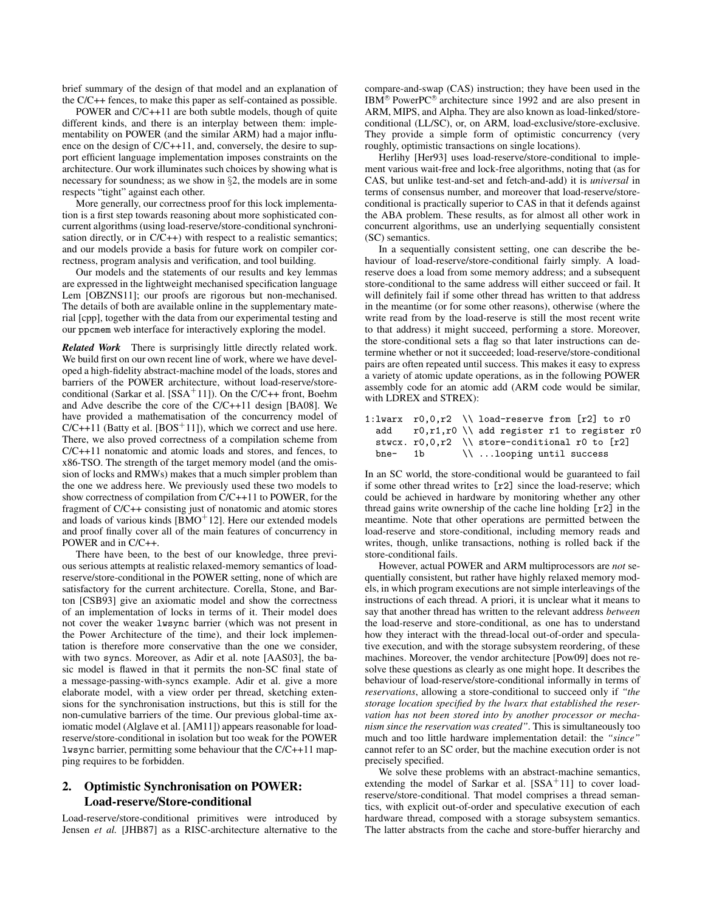brief summary of the design of that model and an explanation of the C/C++ fences, to make this paper as self-contained as possible.

POWER and C/C++11 are both subtle models, though of quite different kinds, and there is an interplay between them: implementability on POWER (and the similar ARM) had a major influence on the design of C/C++11, and, conversely, the desire to support efficient language implementation imposes constraints on the architecture. Our work illuminates such choices by showing what is necessary for soundness; as we show in §2, the models are in some respects "tight" against each other.

More generally, our correctness proof for this lock implementation is a first step towards reasoning about more sophisticated concurrent algorithms (using load-reserve/store-conditional synchronisation directly, or in C/C++) with respect to a realistic semantics; and our models provide a basis for future work on compiler correctness, program analysis and verification, and tool building.

Our models and the statements of our results and key lemmas are expressed in the lightweight mechanised specification language Lem [OBZNS11]; our proofs are rigorous but non-mechanised. The details of both are available online in the supplementary material [cpp], together with the data from our experimental testing and our `ppcmem` web interface for interactively exploring the model.

***Related Work*** There is surprisingly little directly related work. We build first on our own recent line of work, where we have developed a high-fidelity abstract-machine model of the loads, stores and barriers of the POWER architecture, without load-reserve/store-conditional (Sarkar et al. [SSA+11]). On the C/C++ front, Boehm and Adve describe the core of the C/C++11 design [BA08]. We have provided a mathematisation of the concurrency model of C/C++11 (Batty et al. [BOS+11]), which we correct and use here. There, we also proved correctness of a compilation scheme from C/C++11 nonatomic and atomic loads and stores, and fences, to x86-TSO. The strength of the target memory model (and the omission of locks and RMWs) makes that a much simpler problem than the one we address here. We previously used these two models to show correctness of compilation from C/C++11 to POWER, for the fragment of C/C++ consisting just of nonatomic and atomic stores and loads of various kinds [BMO+12]. Here our extended models and proof finally cover all of the main features of concurrency in POWER and in C/C++.

There have been, to the best of our knowledge, three previous serious attempts at realistic relaxed-memory semantics of load-reserve/store-conditional in the POWER setting, none of which are satisfactory for the current architecture. Corella, Stone, and Barton [CSB93] give an axiomatic model and show the correctness of an implementation of locks in terms of it. Their model does not cover the weaker `lwsync` barrier (which was not present in the Power Architecture of the time), and their lock implementation is therefore more conservative than the one we consider, with two `sync`s. Moreover, as Adir et al. note [AAS03], the basic model is flawed in that it permits the non-SC final state of a message-passing-with-syncs example. Adir et al. give a more elaborate model, with a view order per thread, sketching extensions for the synchronisation instructions, but this is still for the non-cumulative barriers of the time. Our previous global-time axiomatic model (Alglave et al. [AM11]) appears reasonable for load-reserve/store-conditional in isolation but too weak for the POWER `lwsync` barrier, permitting some behaviour that the C/C++11 mapping requires to be forbidden.

## 2. Optimistic Synchronisation on POWER: Load-reserve/Store-conditional

Load-reserve/store-conditional primitives were introduced by Jensen *et al.* [JHB87] as a RISC-architecture alternative to the compare-and-swap (CAS) instruction; they have been used in the IBM® PowerPC® architecture since 1992 and are also present in ARM, MIPS, and Alpha. They are also known as load-linked/store-conditional (LL/SC), or, on ARM, load-exclusive/store-exclusive. They provide a simple form of optimistic concurrency (very roughly, optimistic transactions on single locations).

Herlihy [Her93] uses load-reserve/store-conditional to implement various wait-free and lock-free algorithms, noting that (as for CAS, but unlike test-and-set and fetch-and-add) it is *universal* in terms of consensus number, and moreover that load-reserve/store-conditional is practically superior to CAS in that it defends against the ABA problem. These results, as for almost all other work in concurrent algorithms, use an underlying sequentially consistent (SC) semantics.

In a sequentially consistent setting, one can describe the behaviour of load-reserve/store-conditional fairly simply. A load-reserve does a load from some memory address; and a subsequent store-conditional to the same address will either succeed or fail. It will definitely fail if some other thread has written to that address in the meantime (or for some other reasons), otherwise (where the write read from by the load-reserve is still the most recent write to that address) it might succeed, performing a store. Moreover, the store-conditional sets a flag so that later instructions can determine whether or not it succeeded; load-reserve/store-conditional pairs are often repeated until success. This makes it easy to express a variety of atomic update operations, as in the following POWER assembly code for an atomic add (ARM code would be similar, with LDREX and STREX):

```
1:lwarx  r0,0,r2  \\ load-reserve from [r2] to r0
  add    r0,r1,r0 \\ add register r1 to register r0
  stwcx. r0,0,r2  \\ store-conditional r0 to [r2]
  bne-   1b       \\ ...looping until success
```

In an SC world, the store-conditional would be guaranteed to fail if some other thread writes to `[r2]` since the load-reserve; which could be achieved in hardware by monitoring whether any other thread gains write ownership of the cache line holding `[r2]` in the meantime. Note that other operations are permitted between the load-reserve and store-conditional, including memory reads and writes, though, unlike transactions, nothing is rolled back if the store-conditional fails.

However, actual POWER and ARM multiprocessors are *not* sequentially consistent, but rather have highly relaxed memory models, in which program executions are not simple interleavings of the instructions of each thread. A priori, it is unclear what it means to say that another thread has written to the relevant address *between* the load-reserve and store-conditional, as one has to understand how they interact with the thread-local out-of-order and speculative execution, and with the storage subsystem reordering, of these machines. Moreover, the vendor architecture [Pow09] does not resolve these questions as clearly as one might hope. It describes the behaviour of load-reserve/store-conditional informally in terms of *reservations*, allowing a store-conditional to succeed only if *"the storage location specified by the lwarx that established the reservation has not been stored into by another processor or mechanism since the reservation was created"*. This is simultaneously too much and too little hardware implementation detail: the *"since"* cannot refer to an SC order, but the machine execution order is not precisely specified.

We solve these problems with an abstract-machine semantics, extending the model of Sarkar et al. [SSA+11] to cover load-reserve/store-conditional. That model comprises a thread semantics, with explicit out-of-order and speculative execution of each hardware thread, composed with a storage subsystem semantics. The latter abstracts from the cache and store-buffer hierarchy and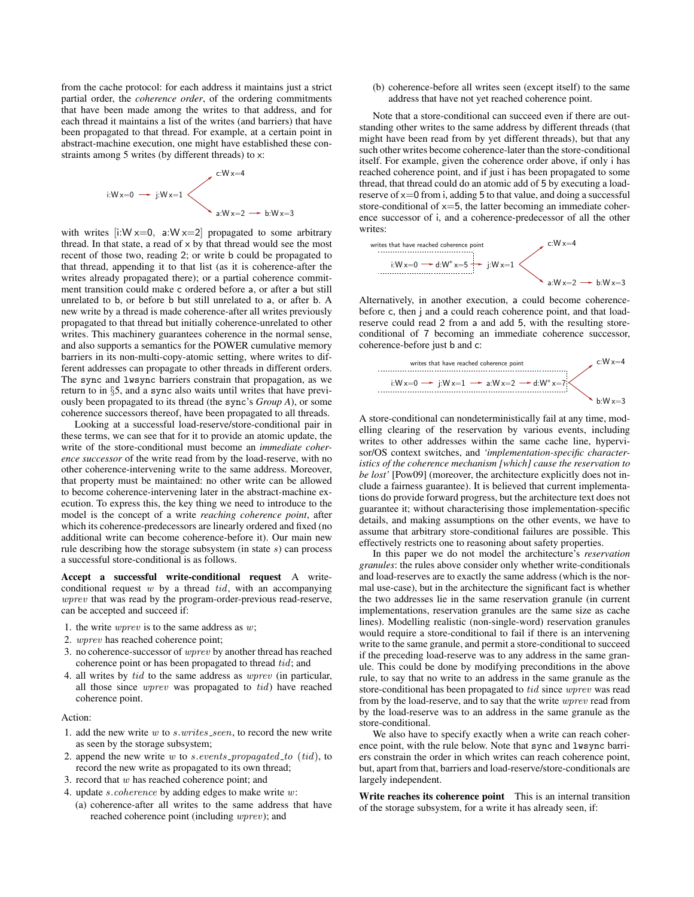from the cache protocol: for each address it maintains just a strict partial order, the *coherence order*, of the ordering commitments that have been made among the writes to that address, and for each thread it maintains a list of the writes (and barriers) that have been propagated to that thread. For example, at a certain point in abstract-machine execution, one might have established these constraints among 5 writes (by different threads) to x:

```
                         c:W x=4
                        /
i:W x=0 → j:W x=1 <
                        \
                         a:W x=2 → b:W x=3
```

with writes [i:W x=0, a:W x=2] propagated to some arbitrary thread. In that state, a read of x by that thread would see the most recent of those two, reading 2; or write b could be propagated to that thread, appending it to that list (as it is coherence-after the writes already propagated there); or a partial coherence commitment transition could make c ordered before a, or after a but still unrelated to b, or before b but still unrelated to a, or after b. A new write by a thread is made coherence-after all writes previously propagated to that thread but initially coherence-unrelated to other writes. This machinery guarantees coherence in the normal sense, and also supports a semantics for the POWER cumulative memory barriers in its non-multi-copy-atomic setting, where writes to different addresses can propagate to other threads in different orders. The sync and lwsync barriers constrain that propagation, as we return to in §5, and a sync also waits until writes that have previously been propagated to its thread (the sync's *Group A*), or some coherence successors thereof, have been propagated to all threads.

Looking at a successful load-reserve/store-conditional pair in these terms, we can see that for it to provide an atomic update, the write of the store-conditional must become an *immediate coherence successor* of the write read from by the load-reserve, with no other coherence-intervening write to the same address. Moreover, that property must be maintained: no other write can be allowed to become coherence-intervening later in the abstract-machine execution. To express this, the key thing we need to introduce to the model is the concept of a write *reaching coherence point*, after which its coherence-predecessors are linearly ordered and fixed (no additional write can become coherence-before it). Our main new rule describing how the storage subsystem (in state $s$) can process a successful store-conditional is as follows.

**Accept a successful write-conditional request** A write-conditional request $w$ by a thread $tid$, with an accompanying $wprev$ that was read by the program-order-previous read-reserve, can be accepted and succeed if:

1. the write $wprev$ is to the same address as $w$;
2. $wprev$ has reached coherence point;
3. no coherence-successor of $wprev$ by another thread has reached coherence point or has been propagated to thread $tid$; and
4. all writes by $tid$ to the same address as $wprev$ (in particular, all those since $wprev$ was propagated to $tid$) have reached coherence point.

Action:

1. add the new write $w$ to $s.writes\_seen$, to record the new write as seen by the storage subsystem;
2. append the new write $w$ to $s.events\_propagated\_to\ (tid)$, to record the new write as propagated to its own thread;
3. record that $w$ has reached coherence point; and
4. update $s.coherence$ by adding edges to make write $w$:
   (a) coherence-after all writes to the same address that have reached coherence point (including $wprev$); and
   (b) coherence-before all writes seen (except itself) to the same address that have not yet reached coherence point.

Note that a store-conditional can succeed even if there are outstanding other writes to the same address by different threads (that might have been read from by yet different threads), but that any such other writes become coherence-later than the store-conditional itself. For example, given the coherence order above, if only i has reached coherence point, and if just i has been propagated to some thread, that thread could do an atomic add of 5 by executing a load-reserve of x=0 from i, adding 5 to that value, and doing a successful store-conditional of x=5, the latter becoming an immediate coherence successor of i, and a coherence-predecessor of all the other writes:

```
writes that have reached coherence point                 c:W x=4
                                                        /
[ i:W x=0 → d:W* x=5 ] → j:W x=1 <
                                                        \
                                                         a:W x=2 → b:W x=3
```

Alternatively, in another execution, a could become coherence-before c, then j and a could reach coherence point, and that load-reserve could read 2 from a and add 5, with the resulting store-conditional of 7 becoming an immediate coherence successor, coherence-before just b and c:

```
writes that have reached coherence point                           c:W x=4
                                                                  /
[ i:W x=0 → j:W x=1 → a:W x=2 → d:W* x=7 ] <
                                                                  \
                                                                   b:W x=3
```

A store-conditional can nondeterministically fail at any time, modelling clearing of the reservation by various events, including writes to other addresses within the same cache line, hypervisor/OS context switches, and *'implementation-specific characteristics of the coherence mechanism [which] cause the reservation to be lost'* [Pow09] (moreover, the architecture explicitly does not include a fairness guarantee). It is believed that current implementations do provide forward progress, but the architecture text does not guarantee it; without characterising those implementation-specific details, and making assumptions on the other events, we have to assume that arbitrary store-conditional failures are possible. This effectively restricts one to reasoning about safety properties.

In this paper we do not model the architecture's *reservation granules*: the rules above consider only whether write-conditionals and load-reserves are to exactly the same address (which is the normal use-case), but in the architecture the significant fact is whether the two addresses lie in the same reservation granule (in current implementations, reservation granules are the same size as cache lines). Modelling realistic (non-single-word) reservation granules would require a store-conditional to fail if there is an intervening write to the same granule, and permit a store-conditional to succeed if the preceding load-reserve was to any address in the same granule. This could be done by modifying preconditions in the above rule, to say that no write to an address in the same granule as the store-conditional has been propagated to $tid$ since $wprev$ was read from by the load-reserve, and to say that the write $wprev$ read from by the load-reserve was to an address in the same granule as the store-conditional.

We also have to specify exactly when a write can reach coherence point, with the rule below. Note that sync and lwsync barriers constrain the order in which writes can reach coherence point, but, apart from that, barriers and load-reserve/store-conditionals are largely independent.

**Write reaches its coherence point** This is an internal transition of the storage subsystem, for a write it has already seen, if: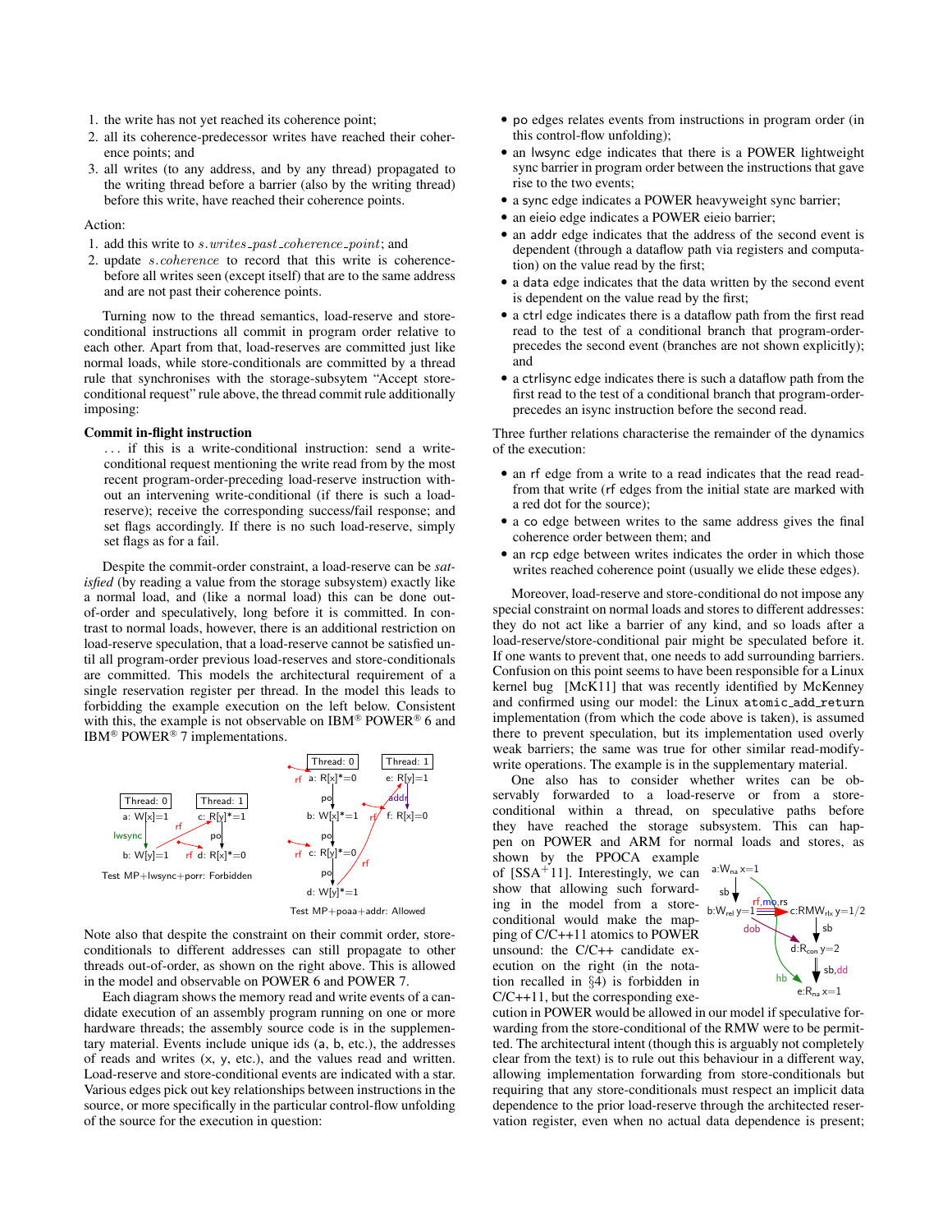1. the write has not yet reached its coherence point;
2. all its coherence-predecessor writes have reached their coherence points; and
3. all writes (to any address, and by any thread) propagated to the writing thread before a barrier (also by the writing thread) before this write, have reached their coherence points.

Action:

1. add this write to $s.writes\_past\_coherence\_point$; and
2. update $s.coherence$ to record that this write is coherence-before all writes seen (except itself) that are to the same address and are not past their coherence points.

Turning now to the thread semantics, load-reserve and store-conditional instructions all commit in program order relative to each other. Apart from that, load-reserves are committed just like normal loads, while store-conditionals are committed by a thread rule that synchronises with the storage-subsytem "Accept store-conditional request" rule above, the thread commit rule additionally imposing:

**Commit in-flight instruction**

... if this is a write-conditional instruction: send a write-conditional request mentioning the write read from by the most recent program-order-preceding load-reserve instruction without an intervening write-conditional (if there is such a load-reserve); receive the corresponding success/fail response; and set flags accordingly. If there is no such load-reserve, simply set flags as for a fail.

Despite the commit-order constraint, a load-reserve can be *satisfied* (by reading a value from the storage subsystem) exactly like a normal load, and (like a normal load) this can be done out-of-order and speculatively, long before it is committed. In contrast to normal loads, however, there is an additional restriction on load-reserve speculation, that a load-reserve cannot be satisfied until all program-order previous load-reserves and store-conditionals are committed. This models the architectural requirement of a single reservation register per thread. In the model this leads to forbidding the example execution on the left below. Consistent with this, the example is not observable on IBM® POWER® 6 and IBM® POWER® 7 implementations.

Thread: 0
a: W[x]=1
lwsync
b: W[y]=1
Thread: 1
c: R[y]*=1
po
d: R[x]*=0
rf
rf

Test MP+lwsync+porr: Forbidden

Thread: 0
a: R[x]*=0
po
b: W[x]*=1
po
c: R[y]*=0
po
d: W[y]*=1
Thread: 1
e: R[y]=1
addr
f: R[x]=0
rf
rf
rf
rf

Test MP+poaa+addr: Allowed

Note also that despite the constraint on their commit order, store-conditionals to different addresses can still propagate to other threads out-of-order, as shown on the right above. This is allowed in the model and observable on POWER 6 and POWER 7.

Each diagram shows the memory read and write events of a candidate execution of an assembly program running on one or more hardware threads; the assembly source code is in the supplementary material. Events include unique ids (a, b, etc.), the addresses of reads and writes (x, y, etc.), and the values read and written. Load-reserve and store-conditional events are indicated with a star. Various edges pick out key relationships between instructions in the source, or more specifically in the particular control-flow unfolding of the source for the execution in question:

- po edges relates events from instructions in program order (in this control-flow unfolding);
- an lwsync edge indicates that there is a POWER lightweight sync barrier in program order between the instructions that gave rise to the two events;
- a sync edge indicates a POWER heavyweight sync barrier;
- an eieio edge indicates a POWER eieio barrier;
- an addr edge indicates that the address of the second event is dependent (through a dataflow path via registers and computation) on the value read by the first;
- a data edge indicates that the data written by the second event is dependent on the value read by the first;
- a ctrl edge indicates there is a dataflow path from the first read read to the test of a conditional branch that program-order-precedes the second event (branches are not shown explicitly); and
- a ctrlisync edge indicates there is such a dataflow path from the first read to the test of a conditional branch that program-order-precedes an isync instruction before the second read.

Three further relations characterise the remainder of the dynamics of the execution:

- an rf edge from a write to a read indicates that the read read-from that write (rf edges from the initial state are marked with a red dot for the source);
- a co edge between writes to the same address gives the final coherence order between them; and
- an rcp edge between writes indicates the order in which those writes reached coherence point (usually we elide these edges).

Moreover, load-reserve and store-conditional do not impose any special constraint on normal loads and stores to different addresses: they do not act like a barrier of any kind, and so loads after a load-reserve/store-conditional pair might be speculated before it. If one wants to prevent that, one needs to add surrounding barriers. Confusion on this point seems to have been responsible for a Linux kernel bug [McK11] that was recently identified by McKenney and confirmed using our model: the Linux atomic_add_return implementation (from which the code above is taken), is assumed there to prevent speculation, but its implementation used overly weak barriers; the same was true for other similar read-modify-write operations. The example is in the supplementary material.

One also has to consider whether writes can be observably forwarded to a load-reserve or from a store-conditional within a thread, on speculative paths before they have reached the storage subsystem. This can happen on POWER and ARM for normal loads and stores, as shown by the PPOCA example of [SSA+11]. Interestingly, we can show that allowing such forwarding in the model from a store-conditional would make the mapping of C/C++11 atomics to POWER unsound: the C/C++ candidate execution on the right (in the notation recalled in §4) is forbidden in C/C++11, but the corresponding execution in POWER would be allowed in our model if speculative forwarding from the store-conditional of the RMW were to be permitted. The architectural intent (though this is arguably not completely clear from the text) is to rule out this behaviour in a different way, allowing implementation forwarding from store-conditionals but requiring that any store-conditionals must respect an implicit data dependence to the prior load-reserve through the architected reservation register, even when no actual data dependence is present;

a:$W_{na}$ x=1
sb
b:$W_{rel}$ y=1
rf,mo,rs
c:$RMW_{rlx}$ y=1/2
dob
sb
d:$R_{con}$ y=2
hb
sb,dd
e:$R_{na}$ x=1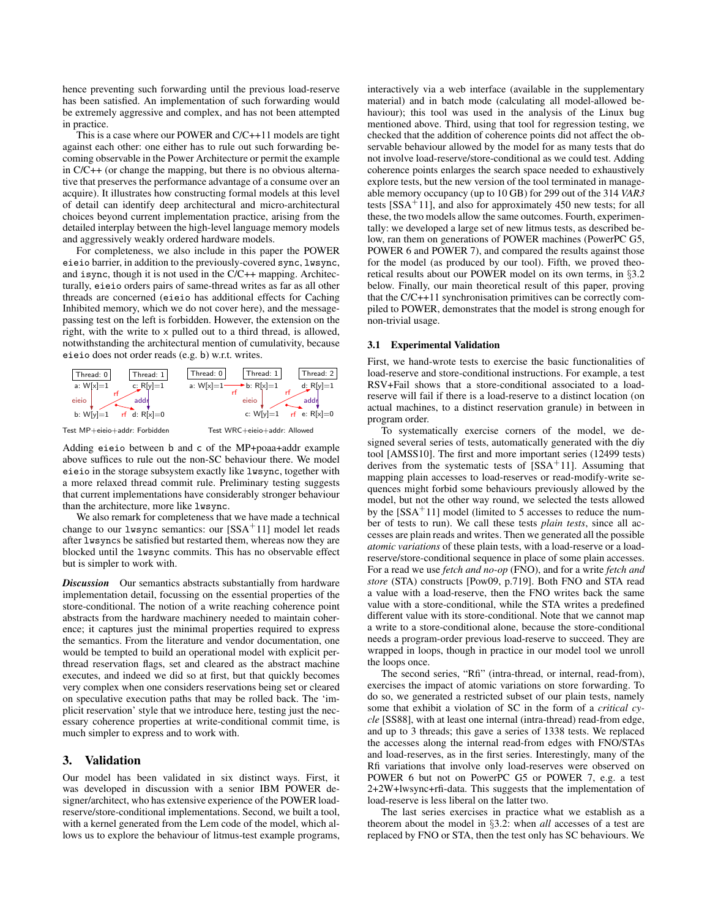hence preventing such forwarding until the previous load-reserve has been satisfied. An implementation of such forwarding would be extremely aggressive and complex, and has not been attempted in practice.

This is a case where our POWER and C/C++11 models are tight against each other: one either has to rule out such forwarding becoming observable in the Power Architecture or permit the example in C/C++ (or change the mapping, but there is no obvious alternative that preserves the performance advantage of a consume over an acquire). It illustrates how constructing formal models at this level of detail can identify deep architectural and micro-architectural choices beyond current implementation practice, arising from the detailed interplay between the high-level language memory models and aggressively weakly ordered hardware models.

For completeness, we also include in this paper the POWER `eieio` barrier, in addition to the previously-covered `sync`, `lwsync`, and `isync`, though it is not used in the C/C++ mapping. Architecturally, `eieio` orders pairs of same-thread writes as far as all other threads are concerned (`eieio` has additional effects for Caching Inhibited memory, which we do not cover here), and the message-passing test on the left is forbidden. However, the extension on the right, with the write to x pulled out to a third thread, is allowed, notwithstanding the architectural mention of cumulativity, because `eieio` does not order reads (e.g. b) w.r.t. writes.

Thread: 0 — a: W[x]=1, b: W[y]=1 (eieio between a and b); Thread: 1 — c: R[y]=1, d: R[x]=0 (addr between c and d); rf edges b→c, a→d.

Test MP+eieio+addr: Forbidden

Thread: 0 — a: W[x]=1; Thread: 1 — b: R[x]=1, c: W[y]=1 (eieio between b and c); Thread: 2 — d: R[y]=1, e: R[x]=0 (addr between d and e); rf edges a→b, c→d, a→e.

Test WRC+eieio+addr: Allowed

Adding `eieio` between b and c of the MP+poaa+addr example above suffices to rule out the non-SC behaviour there. We model `eieio` in the storage subsystem exactly like `lwsync`, together with a more relaxed thread commit rule. Preliminary testing suggests that current implementations have considerably stronger behaviour than the architecture, more like `lwsync`.

We also remark for completeness that we have made a technical change to our `lwsync` semantics: our [SSA+11] model let reads after `lwsync`s be satisfied but restarted them, whereas now they are blocked until the `lwsync` commits. This has no observable effect but is simpler to work with.

***Discussion*** Our semantics abstracts substantially from hardware implementation detail, focussing on the essential properties of the store-conditional. The notion of a write reaching coherence point abstracts from the hardware machinery needed to maintain coherence; it captures just the minimal properties required to express the semantics. From the literature and vendor documentation, one would be tempted to build an operational model with explicit per-thread reservation flags, set and cleared as the abstract machine executes, and indeed we did so at first, but that quickly becomes very complex when one considers reservations being set or cleared on speculative execution paths that may be rolled back. The 'implicit reservation' style that we introduce here, testing just the necessary coherence properties at write-conditional commit time, is much simpler to express and to work with.

## 3. Validation

Our model has been validated in six distinct ways. First, it was developed in discussion with a senior IBM POWER designer/architect, who has extensive experience of the POWER load-reserve/store-conditional implementations. Second, we built a tool, with a kernel generated from the Lem code of the model, which allows us to explore the behaviour of litmus-test example programs, interactively via a web interface (available in the supplementary material) and in batch mode (calculating all model-allowed behaviour); this tool was used in the analysis of the Linux bug mentioned above. Third, using that tool for regression testing, we checked that the addition of coherence points did not affect the observable behaviour allowed by the model for as many tests that do not involve load-reserve/store-conditional as we could test. Adding coherence points enlarges the search space needed to exhaustively explore tests, but the new version of the tool terminated in manageable memory occupancy (up to 10 GB) for 299 out of the 314 *VAR3* tests [SSA+11], and also for approximately 450 new tests; for all these, the two models allow the same outcomes. Fourth, experimentally: we developed a large set of new litmus tests, as described below, ran them on generations of POWER machines (PowerPC G5, POWER 6 and POWER 7), and compared the results against those for the model (as produced by our tool). Fifth, we proved theoretical results about our POWER model on its own terms, in §3.2 below. Finally, our main theoretical result of this paper, proving that the C/C++11 synchronisation primitives can be correctly compiled to POWER, demonstrates that the model is strong enough for non-trivial usage.

### 3.1 Experimental Validation

First, we hand-wrote tests to exercise the basic functionalities of load-reserve and store-conditional instructions. For example, a test RSV+Fail shows that a store-conditional associated to a load-reserve will fail if there is a load-reserve to a distinct location (on actual machines, to a distinct reservation granule) in between in program order.

To systematically exercise corners of the model, we designed several series of tests, automatically generated with the diy tool [AMSS10]. The first and more important series (12499 tests) derives from the systematic tests of [SSA+11]. Assuming that mapping plain accesses to load-reserves or read-modify-write sequences might forbid some behaviours previously allowed by the model, but not the other way round, we selected the tests allowed by the [SSA+11] model (limited to 5 accesses to reduce the number of tests to run). We call these tests *plain tests*, since all accesses are plain reads and writes. Then we generated all the possible *atomic variations* of these plain tests, with a load-reserve or a load-reserve/store-conditional sequence in place of some plain accesses. For a read we use *fetch and no-op* (FNO), and for a write *fetch and store* (STA) constructs [Pow09, p.719]. Both FNO and STA read a value with a load-reserve, then the FNO writes back the same value with a store-conditional, while the STA writes a predefined different value with its store-conditional. Note that we cannot map a write to a store-conditional alone, because the store-conditional needs a program-order previous load-reserve to succeed. They are wrapped in loops, though in practice in our model tool we unroll the loops once.

The second series, "Rfi" (intra-thread, or internal, read-from), exercises the impact of atomic variations on store forwarding. To do so, we generated a restricted subset of our plain tests, namely some that exhibit a violation of SC in the form of a *critical cycle* [SS88], with at least one internal (intra-thread) read-from edge, and up to 3 threads; this gave a series of 1338 tests. We replaced the accesses along the internal read-from edges with FNO/STAs and load-reserves, as in the first series. Interestingly, many of the Rfi variations that involve only load-reserves were observed on POWER 6 but not on PowerPC G5 or POWER 7, e.g. a test 2+2W+lwsync+rfi-data. This suggests that the implementation of load-reserve is less liberal on the latter two.

The last series exercises in practice what we establish as a theorem about the model in §3.2: when *all* accesses of a test are replaced by FNO or STA, then the test only has SC behaviours. We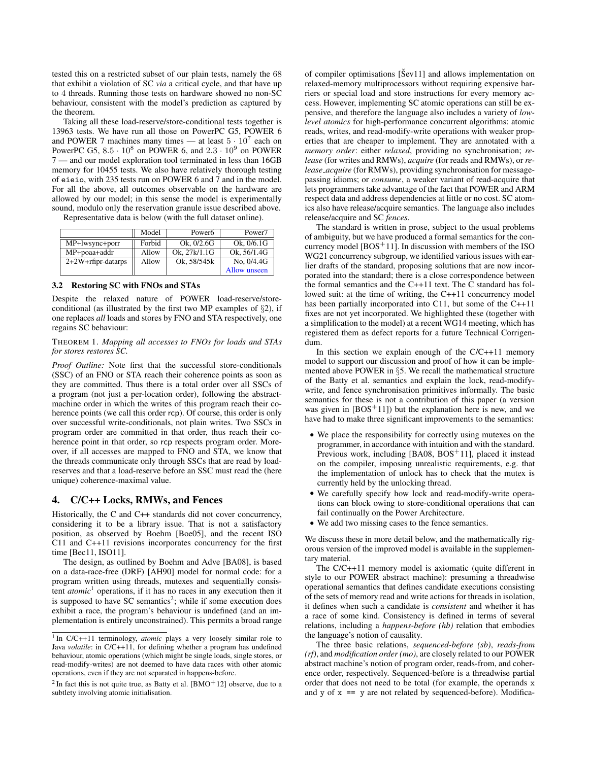tested this on a restricted subset of our plain tests, namely the 68 that exhibit a violation of SC *via* a critical cycle, and that have up to 4 threads. Running those tests on hardware showed no non-SC behaviour, consistent with the model's prediction as captured by the theorem.

Taking all these load-reserve/store-conditional tests together is 13963 tests. We have run all those on PowerPC G5, POWER 6 and POWER 7 machines many times — at least $5 \cdot 10^7$ each on PowerPC G5, $8.5 \cdot 10^8$ on POWER 6, and $2.3 \cdot 10^9$ on POWER 7 — and our model exploration tool terminated in less than 16GB memory for 10455 tests. We also have relatively thorough testing of eieio, with 235 tests run on POWER 6 and 7 and in the model. For all the above, all outcomes observable on the hardware are allowed by our model; in this sense the model is experimentally sound, modulo only the reservation granule issue described above.

Representative data is below (with the full dataset online).

| | Model | Power6 | Power7 |
|---|---|---|---|
| MP+lwsync+porr | Forbid | Ok, 0/2.6G | Ok, 0/6.1G |
| MP+poaa+addr | Allow | Ok, 27k/1.1G | Ok, 56/1.4G |
| 2+2W+rfipr-datarps | Allow | Ok, 58/545k | No, 0/4.4G Allow unseen |

### 3.2 Restoring SC with FNOs and STAs

Despite the relaxed nature of POWER load-reserve/store-conditional (as illustrated by the first two MP examples of §2), if one replaces *all* loads and stores by FNO and STA respectively, one regains SC behaviour:

THEOREM 1. *Mapping all accesses to FNOs for loads and STAs for stores restores SC.*

*Proof Outline:* Note first that the successful store-conditionals (SSC) of an FNO or STA reach their coherence points as soon as they are committed. Thus there is a total order over all SSCs of a program (not just a per-location order), following the abstract-machine order in which the writes of this program reach their coherence points (we call this order rcp). Of course, this order is only over successful write-conditionals, not plain writes. Two SSCs in program order are committed in that order, thus reach their coherence point in that order, so rcp respects program order. Moreover, if all accesses are mapped to FNO and STA, we know that the threads communicate only through SSCs that are read by load-reserves and that a load-reserve before an SSC must read the (here unique) coherence-maximal value.

## 4. C/C++ Locks, RMWs, and Fences

Historically, the C and C++ standards did not cover concurrency, considering it to be a library issue. That is not a satisfactory position, as observed by Boehm [Boe05], and the recent ISO C11 and C++11 revisions incorporates concurrency for the first time [Bec11, ISO11].

The design, as outlined by Boehm and Adve [BA08], is based on a data-race-free (DRF) [AH90] model for normal code: for a program written using threads, mutexes and sequentially consistent *atomic*[1] operations, if it has no races in any execution then it is supposed to have SC semantics[2]; while if some execution does exhibit a race, the program's behaviour is undefined (and an implementation is entirely unconstrained). This permits a broad range of compiler optimisations [Šev11] and allows implementation on relaxed-memory multiprocessors without requiring expensive barriers or special load and store instructions for every memory access. However, implementing SC atomic operations can still be expensive, and therefore the language also includes a variety of *low-level atomics* for high-performance concurrent algorithms: atomic reads, writes, and read-modify-write operations with weaker properties that are cheaper to implement. They are annotated with a *memory order*: either *relaxed*, providing no synchronisation; *release* (for writes and RMWs), *acquire* (for reads and RMWs), or *release_acquire* (for RMWs), providing synchronisation for message-passing idioms; or *consume*, a weaker variant of read-acquire that lets programmers take advantage of the fact that POWER and ARM respect data and address dependencies at little or no cost. SC atomics also have release/acquire semantics. The language also includes release/acquire and SC *fences*.

The standard is written in prose, subject to the usual problems of ambiguity, but we have produced a formal semantics for the concurrency model [BOS+11]. In discussion with members of the ISO WG21 concurrency subgroup, we identified various issues with earlier drafts of the standard, proposing solutions that are now incorporated into the standard; there is a close correspondence between the formal semantics and the C++11 text. The C standard has followed suit: at the time of writing, the C++11 concurrency model has been partially incorporated into C11, but some of the C++11 fixes are not yet incorporated. We highlighted these (together with a simplification to the model) at a recent WG14 meeting, which has registered them as defect reports for a future Technical Corrigendum.

In this section we explain enough of the C/C++11 memory model to support our discussion and proof of how it can be implemented above POWER in §5. We recall the mathematical structure of the Batty et al. semantics and explain the lock, read-modify-write, and fence synchronisation primitives informally. The basic semantics for these is not a contribution of this paper (a version was given in [BOS+11]) but the explanation here is new, and we have had to make three significant improvements to the semantics:

- We place the responsibility for correctly using mutexes on the programmer, in accordance with intuition and with the standard. Previous work, including [BA08, BOS+11], placed it instead on the compiler, imposing unrealistic requirements, e.g. that the implementation of unlock has to check that the mutex is currently held by the unlocking thread.
- We carefully specify how lock and read-modify-write operations can block owing to store-conditional operations that can fail continually on the Power Architecture.
- We add two missing cases to the fence semantics.

We discuss these in more detail below, and the mathematically rigorous version of the improved model is available in the supplementary material.

The C/C++11 memory model is axiomatic (quite different in style to our POWER abstract machine): presuming a threadwise operational semantics that defines candidate executions consisting of the sets of memory read and write actions for threads in isolation, it defines when such a candidate is *consistent* and whether it has a race of some kind. Consistency is defined in terms of several relations, including a *happens-before (hb)* relation that embodies the language's notion of causality.

The three basic relations, *sequenced-before (sb)*, *reads-from (rf)*, and *modification order (mo)*, are closely related to our POWER abstract machine's notion of program order, reads-from, and coherence order, respectively. Sequenced-before is a threadwise partial order that does not need to be total (for example, the operands x and y of x == y are not related by sequenced-before). Modifica-

[1] In C/C++11 terminology, *atomic* plays a very loosely similar role to Java *volatile*: in C/C++11, for defining whether a program has undefined behaviour, atomic operations (which might be single loads, single stores, or read-modify-writes) are not deemed to have data races with other atomic operations, even if they are not separated in happens-before.

[2] In fact this is not quite true, as Batty et al. [BMO+12] observe, due to a subtlety involving atomic initialisation.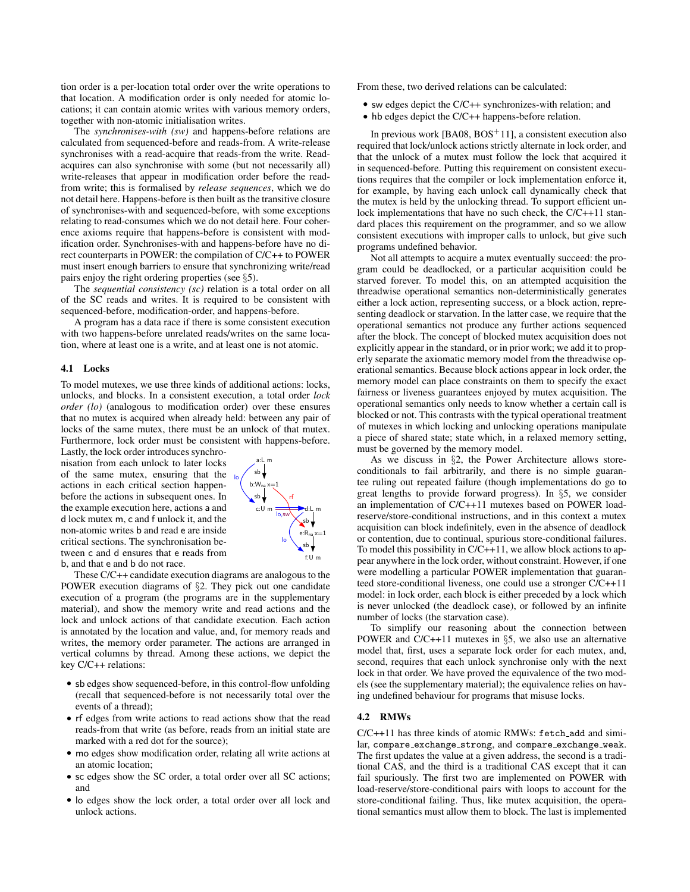tion order is a per-location total order over the write operations to that location. A modification order is only needed for atomic locations; it can contain atomic writes with various memory orders, together with non-atomic initialisation writes.

The *synchronises-with (sw)* and happens-before relations are calculated from sequenced-before and reads-from. A write-release synchronises with a read-acquire that reads-from the write. Read-acquires can also synchronise with some (but not necessarily all) write-releases that appear in modification order before the read-from write; this is formalised by *release sequences*, which we do not detail here. Happens-before is then built as the transitive closure of synchronises-with and sequenced-before, with some exceptions relating to read-consumes which we do not detail here. Four coherence axioms require that happens-before is consistent with modification order. Synchronises-with and happens-before have no direct counterparts in POWER: the compilation of C/C++ to POWER must insert enough barriers to ensure that synchronizing write/read pairs enjoy the right ordering properties (see §5).

The *sequential consistency (sc)* relation is a total order on all of the SC reads and writes. It is required to be consistent with sequenced-before, modification-order, and happens-before.

A program has a data race if there is some consistent execution with two happens-before unrelated reads/writes on the same location, where at least one is a write, and at least one is not atomic.

### 4.1 Locks

To model mutexes, we use three kinds of additional actions: locks, unlocks, and blocks. In a consistent execution, a total order *lock order (lo)* (analogous to modification order) over these ensures that no mutex is acquired when already held: between any pair of locks of the same mutex, there must be an unlock of that mutex. Furthermore, lock order must be consistent with happens-before. Lastly, the lock order introduces synchronisation from each unlock to later locks of the same mutex, ensuring that the actions in each critical section happen-before the actions in subsequent ones. In the example execution here, actions a and d lock mutex m, c and f unlock it, and the non-atomic writes b and read e are inside critical sections. The synchronisation between c and d ensures that e reads from b, and that e and b do not race.

These C/C++ candidate execution diagrams are analogous to the POWER execution diagrams of §2. They pick out one candidate execution of a program (the programs are in the supplementary material), and show the memory write and read actions and the lock and unlock actions of that candidate execution. Each action is annotated by the location and value, and, for memory reads and writes, the memory order parameter. The actions are arranged in vertical columns by thread. Among these actions, we depict the key C/C++ relations:

- sb edges show sequenced-before, in this control-flow unfolding (recall that sequenced-before is not necessarily total over the events of a thread);
- rf edges from write actions to read actions show that the read reads-from that write (as before, reads from an initial state are marked with a red dot for the source);
- mo edges show modification order, relating all write actions at an atomic location;
- sc edges show the SC order, a total order over all SC actions; and
- lo edges show the lock order, a total order over all lock and unlock actions.

From these, two derived relations can be calculated:

- sw edges depict the C/C++ synchronizes-with relation; and
- hb edges depict the C/C++ happens-before relation.

In previous work [BA08, BOS[+]11], a consistent execution also required that lock/unlock actions strictly alternate in lock order, and that the unlock of a mutex must follow the lock that acquired it in sequenced-before. Putting this requirement on consistent executions requires that the compiler or lock implementation enforce it, for example, by having each unlock call dynamically check that the mutex is held by the unlocking thread. To support efficient unlock implementations that have no such check, the C/C++11 standard places this requirement on the programmer, and so we allow consistent executions with improper calls to unlock, but give such programs undefined behavior.

Not all attempts to acquire a mutex eventually succeed: the program could be deadlocked, or a particular acquisition could be starved forever. To model this, on an attempted acquisition the threadwise operational semantics non-deterministically generates either a lock action, representing success, or a block action, representing deadlock or starvation. In the latter case, we require that the operational semantics not produce any further actions sequenced after the block. The concept of blocked mutex acquisition does not explicitly appear in the standard, or in prior work; we add it to properly separate the axiomatic memory model from the threadwise operational semantics. Because block actions appear in lock order, the memory model can place constraints on them to specify the exact fairness or liveness guarantees enjoyed by mutex acquisition. The operational semantics only needs to know whether a certain call is blocked or not. This contrasts with the typical operational treatment of mutexes in which locking and unlocking operations manipulate a piece of shared state; state which, in a relaxed memory setting, must be governed by the memory model.

As we discuss in §2, the Power Architecture allows store-conditionals to fail arbitrarily, and there is no simple guarantee ruling out repeated failure (though implementations do go to great lengths to provide forward progress). In §5, we consider an implementation of C/C++11 mutexes based on POWER load-reserve/store-conditional instructions, and in this context a mutex acquisition can block indefinitely, even in the absence of deadlock or contention, due to continual, spurious store-conditional failures. To model this possibility in C/C++11, we allow block actions to appear anywhere in the lock order, without constraint. However, if one were modelling a particular POWER implementation that guaranteed store-conditional liveness, one could use a stronger C/C++11 model: in lock order, each block is either preceded by a lock which is never unlocked (the deadlock case), or followed by an infinite number of locks (the starvation case).

To simplify our reasoning about the connection between POWER and C/C++11 mutexes in §5, we also use an alternative model that, first, uses a separate lock order for each mutex, and, second, requires that each unlock synchronise only with the next lock in that order. We have proved the equivalence of the two models (see the supplementary material); the equivalence relies on having undefined behaviour for programs that misuse locks.

### 4.2 RMWs

C/C++11 has three kinds of atomic RMWs: `fetch_add` and similar, `compare_exchange_strong`, and `compare_exchange_weak`. The first updates the value at a given address, the second is a traditional CAS, and the third is a traditional CAS except that it can fail spuriously. The first two are implemented on POWER with load-reserve/store-conditional pairs with loops to account for the store-conditional failing. Thus, like mutex acquisition, the operational semantics must allow them to block. The last is implemented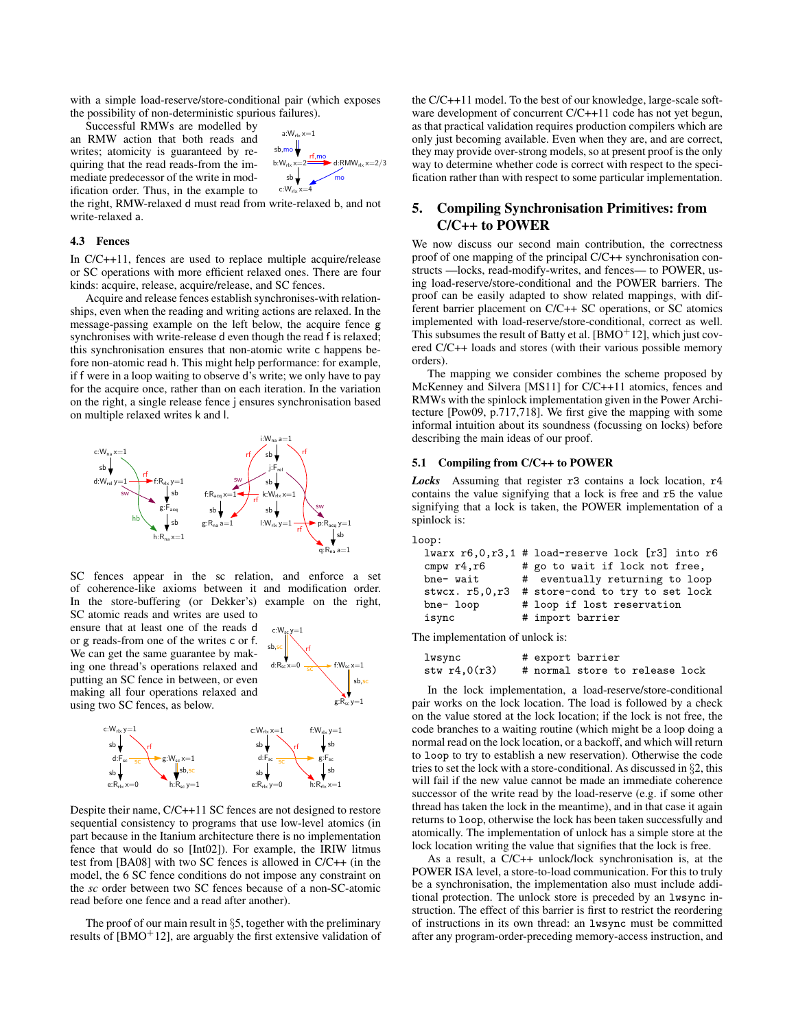with a simple load-reserve/store-conditional pair (which exposes the possibility of non-deterministic spurious failures).

Successful RMWs are modelled by an RMW action that both reads and writes; atomicity is guaranteed by requiring that the read reads-from the immediate predecessor of the write in modification order. Thus, in the example to the right, RMW-relaxed d must read from write-relaxed b, and not write-relaxed a.

### 4.3 Fences

In C/C++11, fences are used to replace multiple acquire/release or SC operations with more efficient relaxed ones. There are four kinds: acquire, release, acquire/release, and SC fences.

Acquire and release fences establish synchronises-with relationships, even when the reading and writing actions are relaxed. In the message-passing example on the left below, the acquire fence g synchronises with write-release d even though the read f is relaxed; this synchronisation ensures that non-atomic write c happens before non-atomic read h. This might help performance: for example, if f were in a loop waiting to observe d's write; we only have to pay for the acquire once, rather than on each iteration. In the variation on the right, a single release fence j ensures synchronisation based on multiple relaxed writes k and l.

SC fences appear in the sc relation, and enforce a set of coherence-like axioms between it and modification order. In the store-buffering (or Dekker's) example on the right, SC atomic reads and writes are used to ensure that at least one of the reads d or g reads-from one of the writes c or f. We can get the same guarantee by making one thread's operations relaxed and putting an SC fence in between, or even making all four operations relaxed and using two SC fences, as below.

Despite their name, C/C++11 SC fences are not designed to restore sequential consistency to programs that use low-level atomics (in part because in the Itanium architecture there is no implementation fence that would do so [Int02]). For example, the IRIW litmus test from [BA08] with two SC fences is allowed in C/C++ (in the model, the 6 SC fence conditions do not impose any constraint on the *sc* order between two SC fences because of a non-SC-atomic read before one fence and a read after another).

The proof of our main result in §5, together with the preliminary results of [BMO+12], are arguably the first extensive validation of the C/C++11 model. To the best of our knowledge, large-scale software development of concurrent C/C++11 code has not yet begun, as that practical validation requires production compilers which are only just becoming available. Even when they are, and are correct, they may provide over-strong models, so at present proof is the only way to determine whether code is correct with respect to the specification rather than with respect to some particular implementation.

## 5. Compiling Synchronisation Primitives: from C/C++ to POWER

We now discuss our second main contribution, the correctness proof of one mapping of the principal C/C++ synchronisation constructs —locks, read-modify-writes, and fences— to POWER, using load-reserve/store-conditional and the POWER barriers. The proof can be easily adapted to show related mappings, with different barrier placement on C/C++ SC operations, or SC atomics implemented with load-reserve/store-conditional, correct as well. This subsumes the result of Batty et al. [BMO+12], which just covered C/C++ loads and stores (with their various possible memory orders).

The mapping we consider combines the scheme proposed by McKenney and Silvera [MS11] for C/C++11 atomics, fences and RMWs with the spinlock implementation given in the Power Architecture [Pow09, p.717,718]. We first give the mapping with some informal intuition about its soundness (focussing on locks) before describing the main ideas of our proof.

### 5.1 Compiling from C/C++ to POWER

***Locks*** Assuming that register r3 contains a lock location, r4 contains the value signifying that a lock is free and r5 the value signifying that a lock is taken, the POWER implementation of a spinlock is:

```
loop:
  lwarx r6,0,r3,1 # load-reserve lock [r3] into r6
  cmpw r4,r6      # go to wait if lock not free,
  bne- wait       #  eventually returning to loop
  stwcx. r5,0,r3  # store-cond to try to set lock
  bne- loop       # loop if lost reservation
  isync           # import barrier
```

The implementation of unlock is:

```
  lwsync          # export barrier
  stw r4,0(r3)    # normal store to release lock
```

In the lock implementation, a load-reserve/store-conditional pair works on the lock location. The load is followed by a check on the value stored at the lock location; if the lock is not free, the code branches to a waiting routine (which might be a loop doing a normal read on the lock location, or a backoff, and which will return to loop to try to establish a new reservation). Otherwise the code tries to set the lock with a store-conditional. As discussed in §2, this will fail if the new value cannot be made an immediate coherence successor of the write read by the load-reserve (e.g. if some other thread has taken the lock in the meantime), and in that case it again returns to loop, otherwise the lock has been taken successfully and atomically. The implementation of unlock has a simple store at the lock location writing the value that signifies that the lock is free.

As a result, a C/C++ unlock/lock synchronisation is, at the POWER ISA level, a store-to-load communication. For this to truly be a synchronisation, the implementation also must include additional protection. The unlock store is preceded by an lwsync instruction. The effect of this barrier is first to restrict the reordering of instructions in its own thread: an lwsync must be committed after any program-order-preceding memory-access instruction, and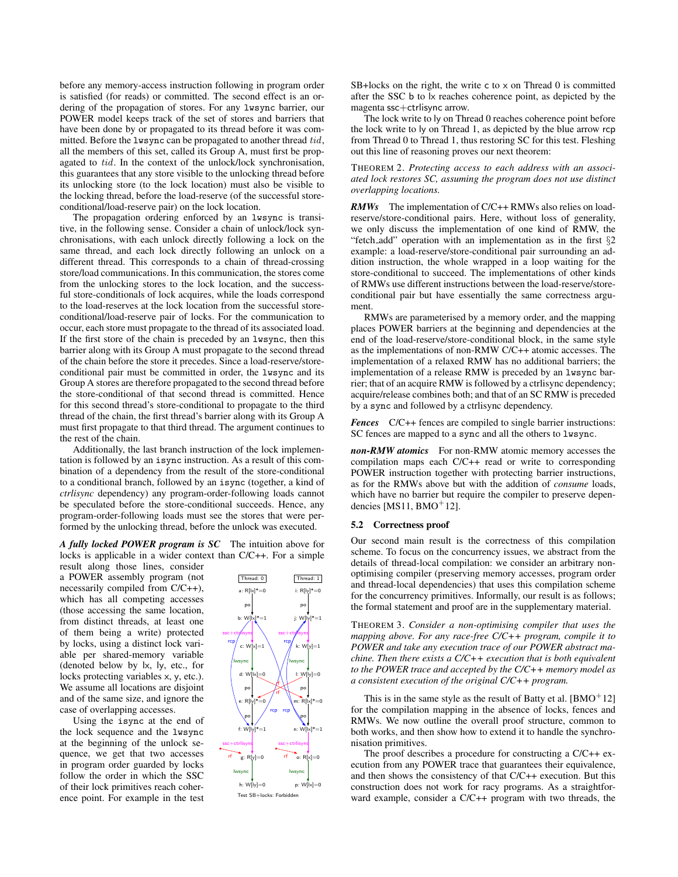before any memory-access instruction following in program order is satisfied (for reads) or committed. The second effect is an ordering of the propagation of stores. For any `lwsync` barrier, our POWER model keeps track of the set of stores and barriers that have been done by or propagated to its thread before it was committed. Before the `lwsync` can be propagated to another thread $tid$, all the members of this set, called its Group A, must first be propagated to $tid$. In the context of the unlock/lock synchronisation, this guarantees that any store visible to the unlocking thread before its unlocking store (to the lock location) must also be visible to the locking thread, before the load-reserve (of the successful store-conditional/load-reserve pair) on the lock location.

The propagation ordering enforced by an `lwsync` is transitive, in the following sense. Consider a chain of unlock/lock synchronisations, with each unlock directly following a lock on the same thread, and each lock directly following an unlock on a different thread. This corresponds to a chain of thread-crossing store/load communications. In this communication, the stores come from the unlocking stores to the lock location, and the successful store-conditionals of lock acquires, while the loads correspond to the load-reserves at the lock location from the successful store-conditional/load-reserve pair of locks. For the communication to occur, each store must propagate to the thread of its associated load. If the first store of the chain is preceded by an `lwsync`, then this barrier along with its Group A must propagate to the second thread of the chain before the store it precedes. Since a load-reserve/store-conditional pair must be committed in order, the `lwsync` and its Group A stores are therefore propagated to the second thread before the store-conditional of that second thread is committed. Hence for this second thread's store-conditional to propagate to the third thread of the chain, the first thread's barrier along with its Group A must first propagate to that third thread. The argument continues to the rest of the chain.

Additionally, the last branch instruction of the lock implementation is followed by an `isync` instruction. As a result of this combination of a dependency from the result of the store-conditional to a conditional branch, followed by an `isync` (together, a kind of *ctrlisync* dependency) any program-order-following loads cannot be speculated before the store-conditional succeeds. Hence, any program-order-following loads must see the stores that were performed by the unlocking thread, before the unlock was executed.

***A fully locked POWER program is SC*** The intuition above for locks is applicable in a wider context than C/C++. For a simple result along those lines, consider a POWER assembly program (not necessarily compiled from C/C++), which has all competing accesses (those accessing the same location, from distinct threads, at least one of them being a write) protected by locks, using a distinct lock variable per shared-memory variable (denoted below by lx, ly, etc., for locks protecting variables x, y, etc.). We assume all locations are disjoint and of the same size, and ignore the case of overlapping accesses.

Using the `isync` at the end of the lock sequence and the `lwsync` at the beginning of the unlock sequence, we get that two accesses in program order guarded by locks follow the order in which the SSC of their lock primitives reach coherence point. For example in the test SB+locks on the right, the write c to x on Thread 0 is committed after the SSC b to lx reaches coherence point, as depicted by the magenta ssc+ctrlisync arrow.

Thread: 0
a: R[lx]*=0
po
b: W[lx]*=1
ssc+ctrlisync
rcp
c: W[x]=1
lwsync
d: W[lx]=0
po
e: R[ly]*=0
po
f: W[ly]*=1
ssc+ctrlisync
rf
g: R[y]=0
lwsync
h: W[ly]=0

Thread: 1
i: R[ly]*=0
po
j: W[ly]*=1
ssc+ctrlisync
rcp
k: W[y]=1
lwsync
l: W[ly]=0
po
m: R[lx]*=0
po
n: W[lx]*=1
ssc+ctrlisync
rf
o: R[x]=0
lwsync
p: W[lx]=0

rf
rf
rcp
rcp

Test SB+locks: Forbidden

The lock write to ly on Thread 0 reaches coherence point before the lock write to ly on Thread 1, as depicted by the blue arrow rcp from Thread 0 to Thread 1, thus restoring SC for this test. Fleshing out this line of reasoning proves our next theorem:

THEOREM 2. *Protecting access to each address with an associated lock restores SC, assuming the program does not use distinct overlapping locations.*

***RMWs*** The implementation of C/C++ RMWs also relies on load-reserve/store-conditional pairs. Here, without loss of generality, we only discuss the implementation of one kind of RMW, the "fetch_add" operation with an implementation as in the first §2 example: a load-reserve/store-conditional pair surrounding an addition instruction, the whole wrapped in a loop waiting for the store-conditional to succeed. The implementations of other kinds of RMWs use different instructions between the load-reserve/store-conditional pair but have essentially the same correctness argument.

RMWs are parameterised by a memory order, and the mapping places POWER barriers at the beginning and dependencies at the end of the load-reserve/store-conditional block, in the same style as the implementations of non-RMW C/C++ atomic accesses. The implementation of a relaxed RMW has no additional barriers; the implementation of a release RMW is preceded by an `lwsync` barrier; that of an acquire RMW is followed by a ctrlisync dependency; acquire/release combines both; and that of an SC RMW is preceded by a `sync` and followed by a ctrlisync dependency.

***Fences*** C/C++ fences are compiled to single barrier instructions: SC fences are mapped to a `sync` and all the others to `lwsync`.

***non-RMW atomics*** For non-RMW atomic memory accesses the compilation maps each C/C++ read or write to corresponding POWER instruction together with protecting barrier instructions, as for the RMWs above but with the addition of *consume* loads, which have no barrier but require the compiler to preserve dependencies [MS11, BMO+12].

### 5.2 Correctness proof

Our second main result is the correctness of this compilation scheme. To focus on the concurrency issues, we abstract from the details of thread-local compilation: we consider an arbitrary non-optimising compiler (preserving memory accesses, program order and thread-local dependencies) that uses this compilation scheme for the concurrency primitives. Informally, our result is as follows; the formal statement and proof are in the supplementary material.

THEOREM 3. *Consider a non-optimising compiler that uses the mapping above. For any race-free C/C++ program, compile it to POWER and take any execution trace of our POWER abstract machine. Then there exists a C/C++ execution that is both equivalent to the POWER trace and accepted by the C/C++ memory model as a consistent execution of the original C/C++ program.*

This is in the same style as the result of Batty et al. [BMO+12] for the compilation mapping in the absence of locks, fences and RMWs. We now outline the overall proof structure, common to both works, and then show how to extend it to handle the synchronisation primitives.

The proof describes a procedure for constructing a C/C++ execution from any POWER trace that guarantees their equivalence, and then shows the consistency of that C/C++ execution. But this construction does not work for racy programs. As a straightforward example, consider a C/C++ program with two threads, the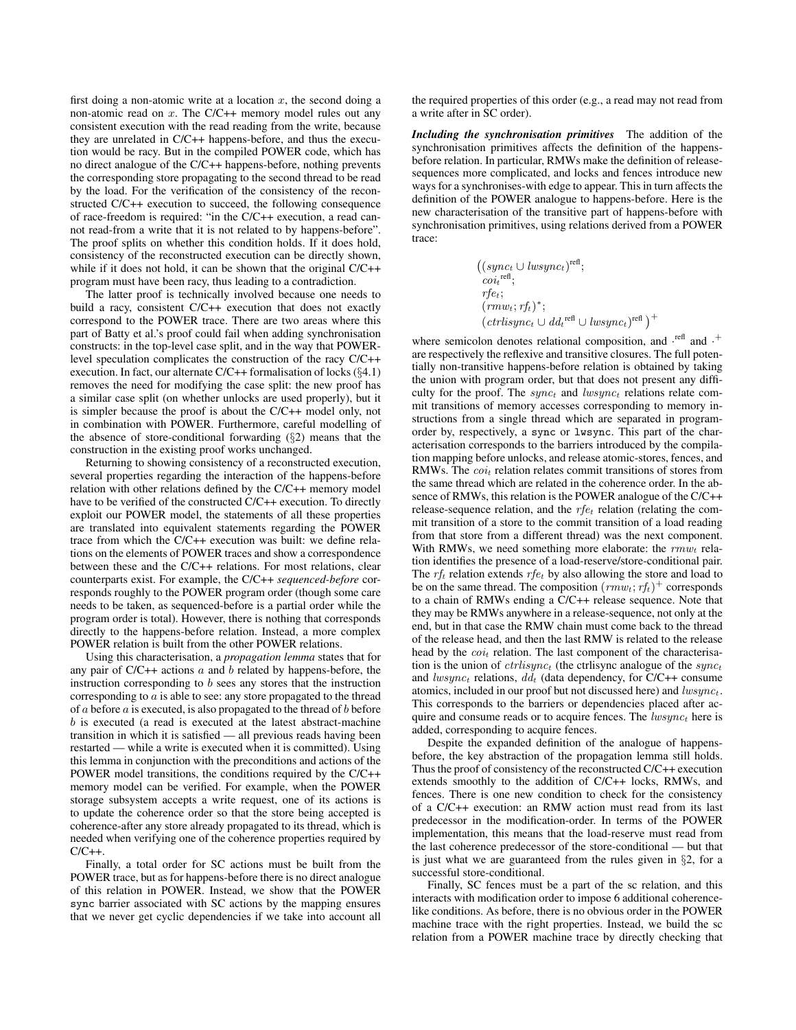first doing a non-atomic write at a location $x$, the second doing a non-atomic read on $x$. The C/C++ memory model rules out any consistent execution with the read reading from the write, because they are unrelated in C/C++ happens-before, and thus the execution would be racy. But in the compiled POWER code, which has no direct analogue of the C/C++ happens-before, nothing prevents the corresponding store propagating to the second thread to be read by the load. For the verification of the consistency of the reconstructed C/C++ execution to succeed, the following consequence of race-freedom is required: "in the C/C++ execution, a read cannot read-from a write that it is not related to by happens-before". The proof splits on whether this condition holds. If it does hold, consistency of the reconstructed execution can be directly shown, while if it does not hold, it can be shown that the original C/C++ program must have been racy, thus leading to a contradiction.

The latter proof is technically involved because one needs to build a racy, consistent C/C++ execution that does not exactly correspond to the POWER trace. There are two areas where this part of Batty et al.'s proof could fail when adding synchronisation constructs: in the top-level case split, and in the way that POWER-level speculation complicates the construction of the racy C/C++ execution. In fact, our alternate C/C++ formalisation of locks (§4.1) removes the need for modifying the case split: the new proof has a similar case split (on whether unlocks are used properly), but it is simpler because the proof is about the C/C++ model only, not in combination with POWER. Furthermore, careful modelling of the absence of store-conditional forwarding (§2) means that the construction in the existing proof works unchanged.

Returning to showing consistency of a reconstructed execution, several properties regarding the interaction of the happens-before relation with other relations defined by the C/C++ memory model have to be verified of the constructed C/C++ execution. To directly exploit our POWER model, the statements of all these properties are translated into equivalent statements regarding the POWER trace from which the C/C++ execution was built: we define relations on the elements of POWER traces and show a correspondence between these and the C/C++ relations. For most relations, clear counterparts exist. For example, the C/C++ *sequenced-before* corresponds roughly to the POWER program order (though some care needs to be taken, as sequenced-before is a partial order while the program order is total). However, there is nothing that corresponds directly to the happens-before relation. Instead, a more complex POWER relation is built from the other POWER relations.

Using this characterisation, a *propagation lemma* states that for any pair of C/C++ actions $a$ and $b$ related by happens-before, the instruction corresponding to $b$ sees any stores that the instruction corresponding to $a$ is able to see: any store propagated to the thread of $a$ before $a$ is executed, is also propagated to the thread of $b$ before $b$ is executed (a read is executed at the latest abstract-machine transition in which it is satisfied — all previous reads having been restarted — while a write is executed when it is committed). Using this lemma in conjunction with the preconditions and actions of the POWER model transitions, the conditions required by the C/C++ memory model can be verified. For example, when the POWER storage subsystem accepts a write request, one of its actions is to update the coherence order so that the store being accepted is coherence-after any store already propagated to its thread, which is needed when verifying one of the coherence properties required by C/C++.

Finally, a total order for SC actions must be built from the POWER trace, but as for happens-before there is no direct analogue of this relation in POWER. Instead, we show that the POWER `sync` barrier associated with SC actions by the mapping ensures that we never get cyclic dependencies if we take into account all the required properties of this order (e.g., a read may not read from a write after in SC order).

***Including the synchronisation primitives*** The addition of the synchronisation primitives affects the definition of the happens-before relation. In particular, RMWs make the definition of release-sequences more complicated, and locks and fences introduce new ways for a synchronises-with edge to appear. This in turn affects the definition of the POWER analogue to happens-before. Here is the new characterisation of the transitive part of happens-before with synchronisation primitives, using relations derived from a POWER trace:

$$\big((sync_t \cup lwsync_t)^{\text{refl}};\; coi_t^{\text{refl}};\; rfe_t;\; (rmw_t; rf_t)^*;\; (ctrlisync_t \cup dd_t^{\text{refl}} \cup lwsync_t)^{\text{refl}}\big)^+$$

where semicolon denotes relational composition, and $\cdot^{\text{refl}}$ and $\cdot^{+}$ are respectively the reflexive and transitive closures. The full potentially non-transitive happens-before relation is obtained by taking the union with program order, but that does not present any difficulty for the proof. The $sync_t$ and $lwsync_t$ relations relate commit transitions of memory accesses corresponding to memory instructions from a single thread which are separated in program-order by, respectively, a `sync` or `lwsync`. This part of the characterisation corresponds to the barriers introduced by the compilation mapping before unlocks, and release atomic-stores, fences, and RMWs. The $coi_t$ relation relates commit transitions of stores from the same thread which are related in the coherence order. In the absence of RMWs, this relation is the POWER analogue of the C/C++ release-sequence relation, and the $rfe_t$ relation (relating the commit transition of a store to the commit transition of a load reading from that store from a different thread) was the next component. With RMWs, we need something more elaborate: the $rmw_t$ relation identifies the presence of a load-reserve/store-conditional pair. The $rf_t$ relation extends $rfe_t$ by also allowing the store and load to be on the same thread. The composition $(rmw_t; rf_t)^+$ corresponds to a chain of RMWs ending a C/C++ release sequence. Note that they may be RMWs anywhere in a release-sequence, not only at the end, but in that case the RMW chain must come back to the thread of the release head, and then the last RMW is related to the release head by the $coi_t$ relation. The last component of the characterisation is the union of $ctrlisync_t$ (the ctrlisync analogue of the $sync_t$ and $lwsync_t$ relations, $dd_t$ (data dependency, for C/C++ consume atomics, included in our proof but not discussed here) and $lwsync_t$. This corresponds to the barriers or dependencies placed after acquire and consume reads or to acquire fences. The $lwsync_t$ here is added, corresponding to acquire fences.

Despite the expanded definition of the analogue of happens-before, the key abstraction of the propagation lemma still holds. Thus the proof of consistency of the reconstructed C/C++ execution extends smoothly to the addition of C/C++ locks, RMWs, and fences. There is one new condition to check for the consistency of a C/C++ execution: an RMW action must read from its last predecessor in the modification-order. In terms of the POWER implementation, this means that the load-reserve must read from the last coherence predecessor of the store-conditional — but that is just what we are guaranteed from the rules given in §2, for a successful store-conditional.

Finally, SC fences must be a part of the sc relation, and this interacts with modification order to impose 6 additional coherence-like conditions. As before, there is no obvious order in the POWER machine trace with the right properties. Instead, we build the sc relation from a POWER machine trace by directly checking that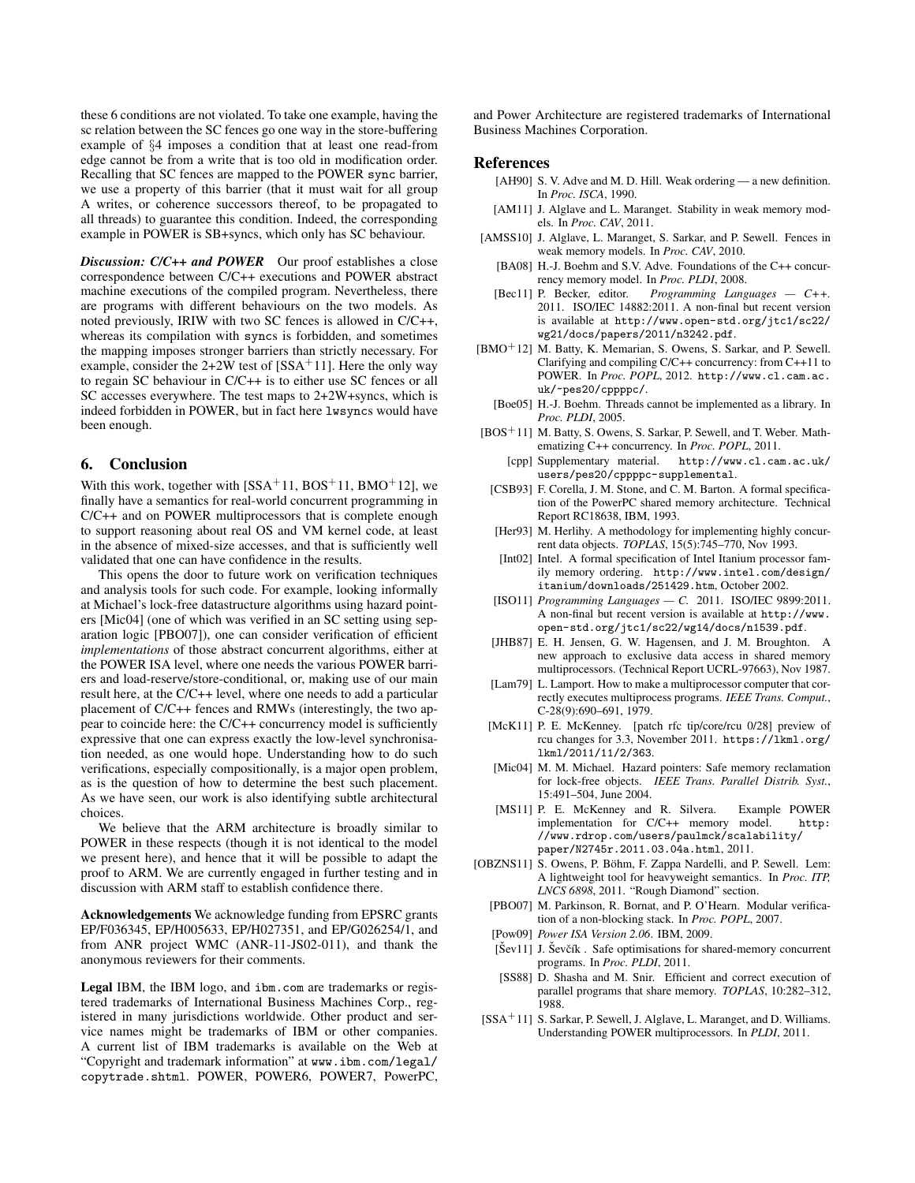these 6 conditions are not violated. To take one example, having the sc relation between the SC fences go one way in the store-buffering example of §4 imposes a condition that at least one read-from edge cannot be from a write that is too old in modification order. Recalling that SC fences are mapped to the POWER sync barrier, we use a property of this barrier (that it must wait for all group A writes, or coherence successors thereof, to be propagated to all threads) to guarantee this condition. Indeed, the corresponding example in POWER is SB+syncs, which only has SC behaviour.

***Discussion: C/C++ and POWER*** Our proof establishes a close correspondence between C/C++ executions and POWER abstract machine executions of the compiled program. Nevertheless, there are programs with different behaviours on the two models. As noted previously, IRIW with two SC fences is allowed in C/C++, whereas its compilation with syncs is forbidden, and sometimes the mapping imposes stronger barriers than strictly necessary. For example, consider the 2+2W test of [SSA+11]. Here the only way to regain SC behaviour in C/C++ is to either use SC fences or all SC accesses everywhere. The test maps to 2+2W+syncs, which is indeed forbidden in POWER, but in fact here `lwsync`s would have been enough.

## 6. Conclusion

With this work, together with [SSA+11, BOS+11, BMO+12], we finally have a semantics for real-world concurrent programming in C/C++ and on POWER multiprocessors that is complete enough to support reasoning about real OS and VM kernel code, at least in the absence of mixed-size accesses, and that is sufficiently well validated that one can have confidence in the results.

This opens the door to future work on verification techniques and analysis tools for such code. For example, looking informally at Michael's lock-free datastructure algorithms using hazard pointers [Mic04] (one of which was verified in an SC setting using separation logic [PBO07]), one can consider verification of efficient *implementations* of those abstract concurrent algorithms, either at the POWER ISA level, where one needs the various POWER barriers and load-reserve/store-conditional, or, making use of our main result here, at the C/C++ level, where one needs to add a particular placement of C/C++ fences and RMWs (interestingly, the two appear to coincide here: the C/C++ concurrency model is sufficiently expressive that one can express exactly the low-level synchronisation needed, as one would hope. Understanding how to do such verifications, especially compositionally, is a major open problem, as is the question of how to determine the best such placement. As we have seen, our work is also identifying subtle architectural choices.

We believe that the ARM architecture is broadly similar to POWER in these respects (though it is not identical to the model we present here), and hence that it will be possible to adapt the proof to ARM. We are currently engaged in further testing and in discussion with ARM staff to establish confidence there.

**Acknowledgements** We acknowledge funding from EPSRC grants EP/F036345, EP/H005633, EP/H027351, and EP/G026254/1, and from ANR project WMC (ANR-11-JS02-011), and thank the anonymous reviewers for their comments.

**Legal** IBM, the IBM logo, and `ibm.com` are trademarks or registered trademarks of International Business Machines Corp., registered in many jurisdictions worldwide. Other product and service names might be trademarks of IBM or other companies. A current list of IBM trademarks is available on the Web at "Copyright and trademark information" at `www.ibm.com/legal/copytrade.shtml`. POWER, POWER6, POWER7, PowerPC, and Power Architecture are registered trademarks of International Business Machines Corporation.

## References

[AH90] S. V. Adve and M. D. Hill. Weak ordering — a new definition. In *Proc. ISCA*, 1990.

[AM11] J. Alglave and L. Maranget. Stability in weak memory models. In *Proc. CAV*, 2011.

[AMSS10] J. Alglave, L. Maranget, S. Sarkar, and P. Sewell. Fences in weak memory models. In *Proc. CAV*, 2010.

[BA08] H.-J. Boehm and S.V. Adve. Foundations of the C++ concurrency memory model. In *Proc. PLDI*, 2008.

[Bec11] P. Becker, editor. *Programming Languages — C++*. 2011. ISO/IEC 14882:2011. A non-final but recent version is available at `http://www.open-std.org/jtc1/sc22/wg21/docs/papers/2011/n3242.pdf`.

[BMO+12] M. Batty, K. Memarian, S. Owens, S. Sarkar, and P. Sewell. Clarifying and compiling C/C++ concurrency: from C++11 to POWER. In *Proc. POPL*, 2012. `http://www.cl.cam.ac.uk/~pes20/cppppc/`.

[Boe05] H.-J. Boehm. Threads cannot be implemented as a library. In *Proc. PLDI*, 2005.

[BOS+11] M. Batty, S. Owens, S. Sarkar, P. Sewell, and T. Weber. Mathematizing C++ concurrency. In *Proc. POPL*, 2011.

[cpp] Supplementary material. `http://www.cl.cam.ac.uk/users/pes20/cppppc-supplemental`.

[CSB93] F. Corella, J. M. Stone, and C. M. Barton. A formal specification of the PowerPC shared memory architecture. Technical Report RC18638, IBM, 1993.

[Her93] M. Herlihy. A methodology for implementing highly concurrent data objects. *TOPLAS*, 15(5):745–770, Nov 1993.

[Int02] Intel. A formal specification of Intel Itanium processor family memory ordering. `http://www.intel.com/design/itanium/downloads/251429.htm`, October 2002.

[ISO11] *Programming Languages — C*. 2011. ISO/IEC 9899:2011. A non-final but recent version is available at `http://www.open-std.org/jtc1/sc22/wg14/docs/n1539.pdf`.

[JHB87] E. H. Jensen, G. W. Hagensen, and J. M. Broughton. A new approach to exclusive data access in shared memory multiprocessors. (Technical Report UCRL-97663), Nov 1987.

[Lam79] L. Lamport. How to make a multiprocessor computer that correctly executes multiprocess programs. *IEEE Trans. Comput.*, C-28(9):690–691, 1979.

[McK11] P. E. McKenney. [patch rfc tip/core/rcu 0/28] preview of rcu changes for 3.3, November 2011. `https://lkml.org/lkml/2011/11/2/363`.

[Mic04] M. M. Michael. Hazard pointers: Safe memory reclamation for lock-free objects. *IEEE Trans. Parallel Distrib. Syst.*, 15:491–504, June 2004.

[MS11] P. E. McKenney and R. Silvera. Example POWER implementation for C/C++ memory model. `http://www.rdrop.com/users/paulmck/scalability/paper/N2745r.2011.03.04a.html`, 2011.

[OBZNS11] S. Owens, P. Böhm, F. Zappa Nardelli, and P. Sewell. Lem: A lightweight tool for heavyweight semantics. In *Proc. ITP, LNCS 6898*, 2011. "Rough Diamond" section.

[PBO07] M. Parkinson, R. Bornat, and P. O'Hearn. Modular verification of a non-blocking stack. In *Proc. POPL*, 2007.

[Pow09] *Power ISA Version 2.06*. IBM, 2009.

[Šev11] J. Ševčík . Safe optimisations for shared-memory concurrent programs. In *Proc. PLDI*, 2011.

[SS88] D. Shasha and M. Snir. Efficient and correct execution of parallel programs that share memory. *TOPLAS*, 10:282–312, 1988.

[SSA+11] S. Sarkar, P. Sewell, J. Alglave, L. Maranget, and D. Williams. Understanding POWER multiprocessors. In *PLDI*, 2011.